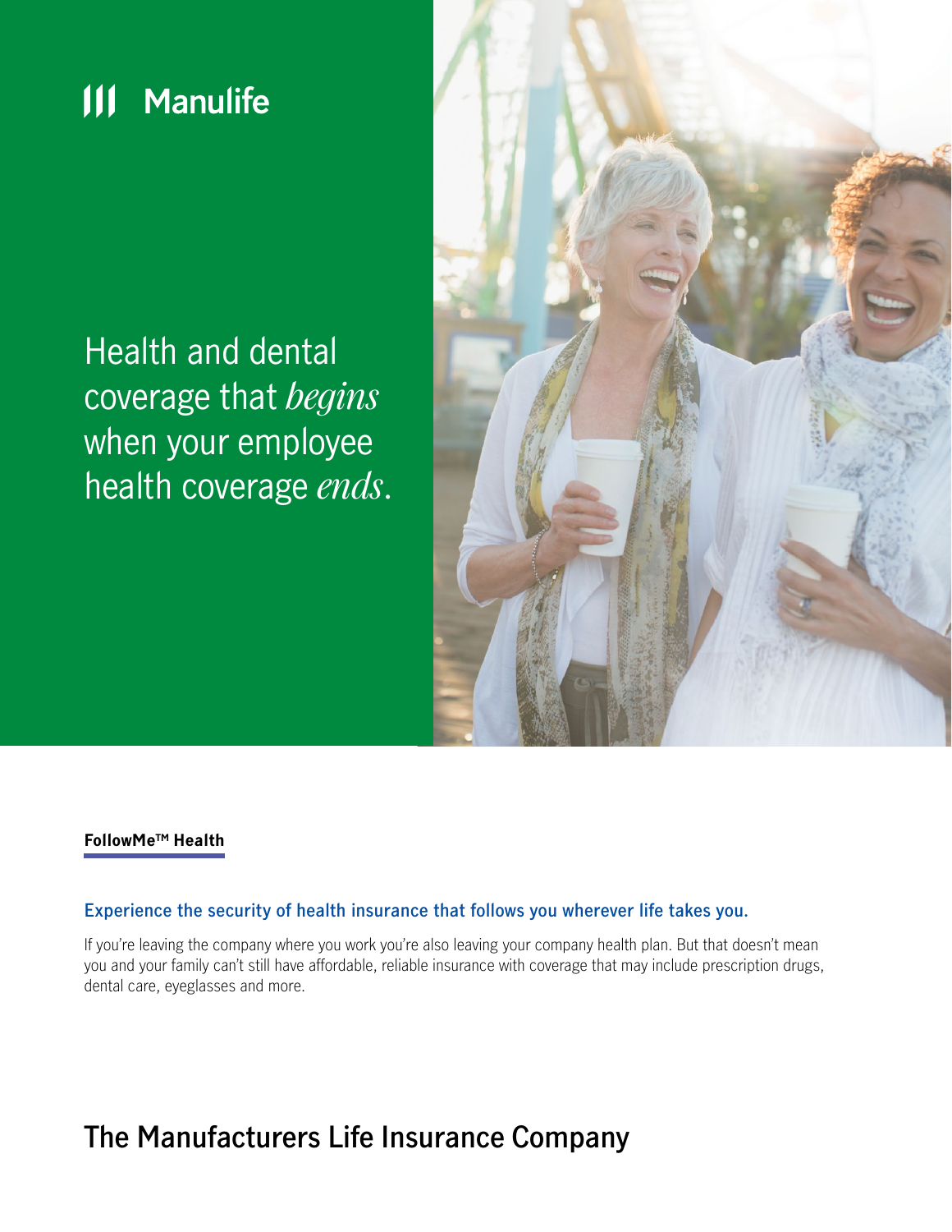Manulife

# Health and dental coverage that *begins* when your employee health coverage *ends*.

**FollowMe™ Health**

### Experience the security of health insurance that follows you wherever life takes you.

If you're leaving the company where you work you're also leaving your company health plan. But that doesn't mean you and your family can't still have affordable, reliable insurance with coverage that may include prescription drugs, dental care, eyeglasses and more.

The Manufacturers Life Insurance Company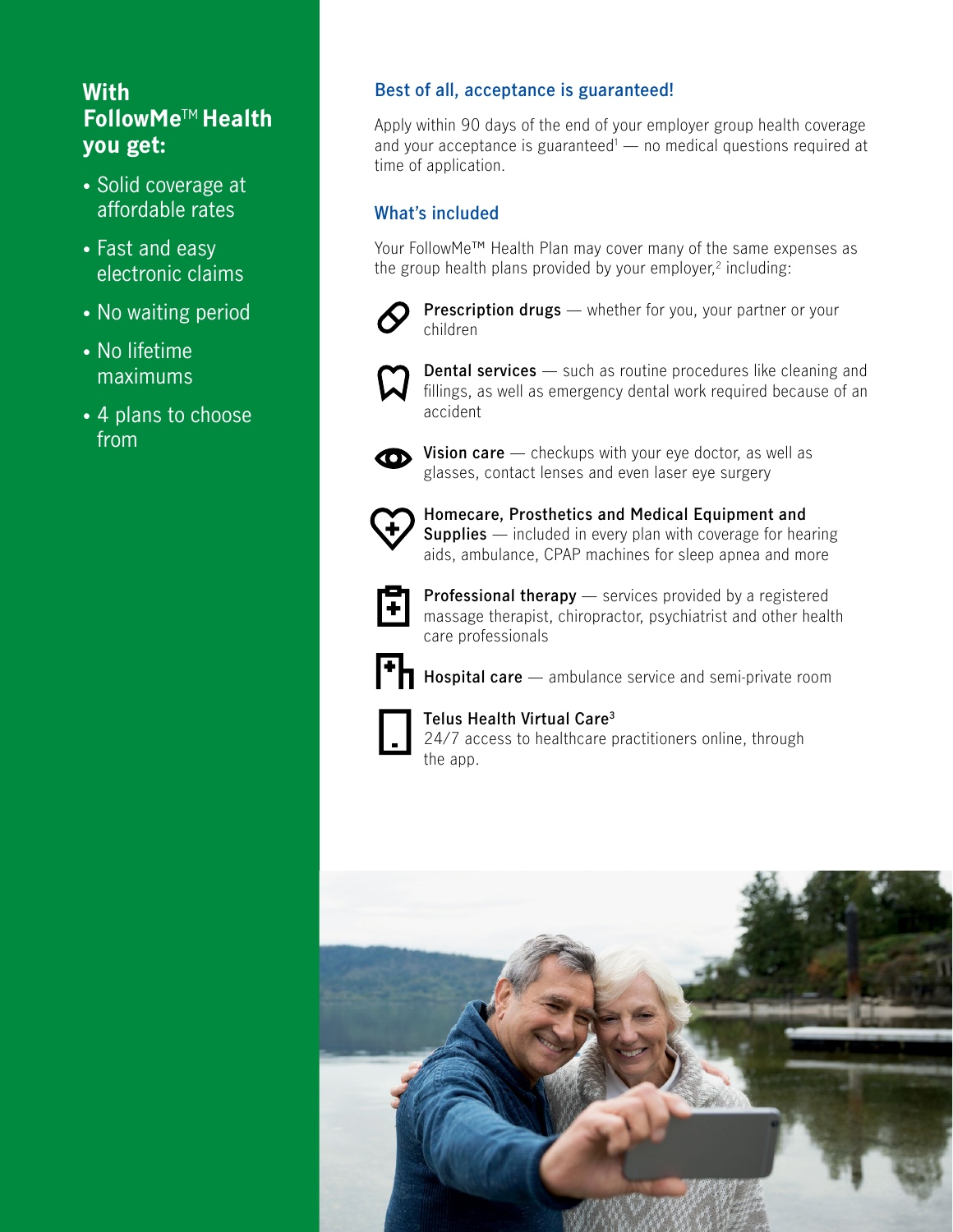## With FollowMe™ Health you get:

- Solid coverage at affordable rates
- Fast and easy electronic claims
- No waiting period
- No lifetime maximums
- 4 plans to choose from

### Best of all, acceptance is guaranteed!

Apply within 90 days of the end of your employer group health coverage and your acceptance is guaranteed[1] — no medical questions required at time of application.

### What's included

Your FollowMe™ Health Plan may cover many of the same expenses as the group health plans provided by your employer,[2] including:

**Prescription drugs** — whether for you, your partner or your children

**Dental services** — such as routine procedures like cleaning and fillings, as well as emergency dental work required because of an accident

**Vision care** — checkups with your eye doctor, as well as glasses, contact lenses and even laser eye surgery

**Homecare, Prosthetics and Medical Equipment and Supplies** — included in every plan with coverage for hearing aids, ambulance, CPAP machines for sleep apnea and more

**Professional therapy** — services provided by a registered massage therapist, chiropractor, psychiatrist and other health care professionals

**Hospital care** — ambulance service and semi-private room

**Telus Health Virtual Care[3]**
24/7 access to healthcare practitioners online, through the app.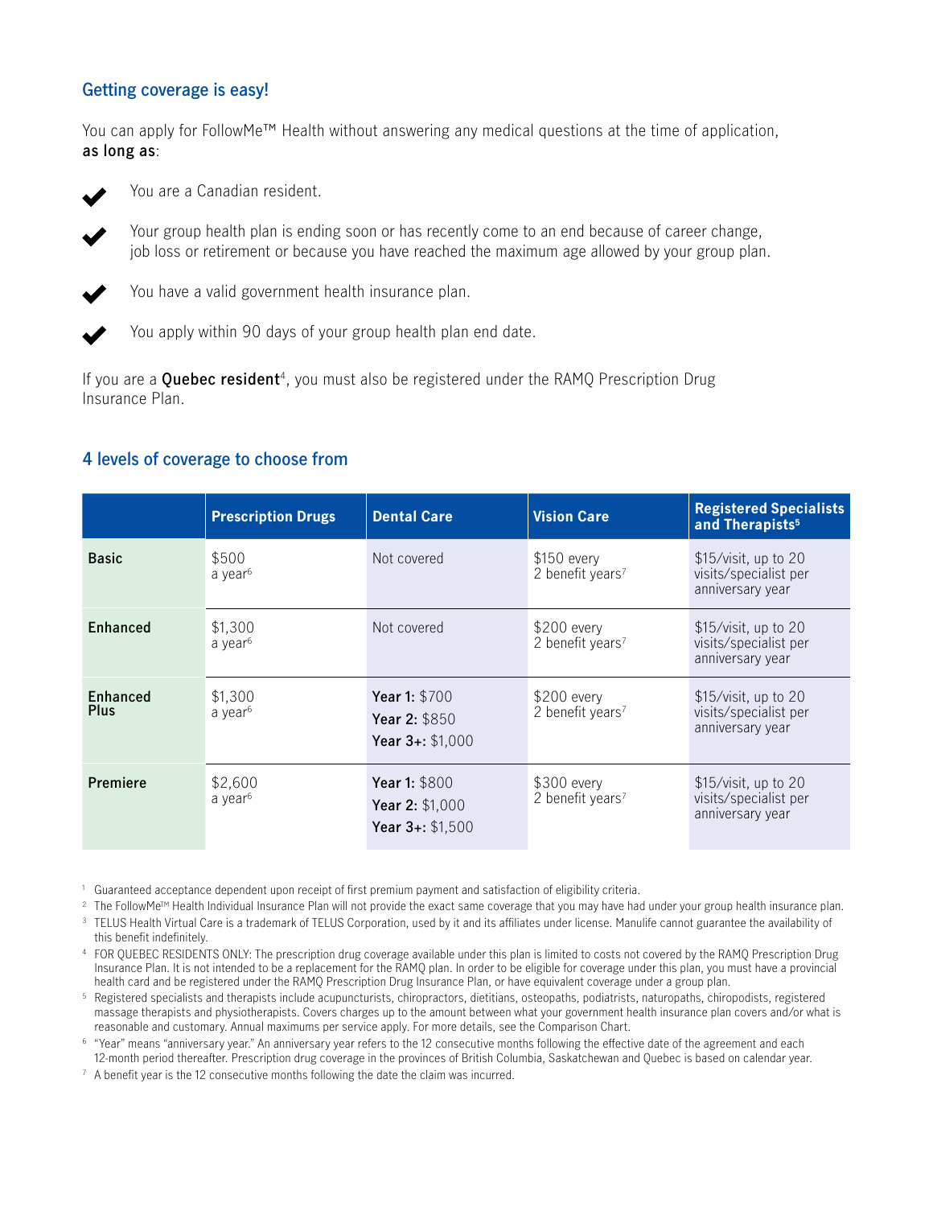## Getting coverage is easy!

You can apply for FollowMe™ Health without answering any medical questions at the time of application, **as long as**:

- You are a Canadian resident.
- Your group health plan is ending soon or has recently come to an end because of career change, job loss or retirement or because you have reached the maximum age allowed by your group plan.
- You have a valid government health insurance plan.
- You apply within 90 days of your group health plan end date.

If you are a **Quebec resident**[4], you must also be registered under the RAMQ Prescription Drug Insurance Plan.

## 4 levels of coverage to choose from

| | Prescription Drugs | Dental Care | Vision Care | Registered Specialists and Therapists[5] |
|---|---|---|---|---|
| **Basic** | $500 a year[6] | Not covered | $150 every 2 benefit years[7] | $15/visit, up to 20 visits/specialist per anniversary year |
| **Enhanced** | $1,300 a year[6] | Not covered | $200 every 2 benefit years[7] | $15/visit, up to 20 visits/specialist per anniversary year |
| **Enhanced Plus** | $1,300 a year[6] | **Year 1:** $700<br>**Year 2:** $850<br>**Year 3+:** $1,000 | $200 every 2 benefit years[7] | $15/visit, up to 20 visits/specialist per anniversary year |
| **Premiere** | $2,600 a year[6] | **Year 1:** $800<br>**Year 2:** $1,000<br>**Year 3+:** $1,500 | $300 every 2 benefit years[7] | $15/visit, up to 20 visits/specialist per anniversary year |

[1] Guaranteed acceptance dependent upon receipt of first premium payment and satisfaction of eligibility criteria.

[2] The FollowMe™ Health Individual Insurance Plan will not provide the exact same coverage that you may have had under your group health insurance plan.

[3] TELUS Health Virtual Care is a trademark of TELUS Corporation, used by it and its affiliates under license. Manulife cannot guarantee the availability of this benefit indefinitely.

[4] FOR QUEBEC RESIDENTS ONLY: The prescription drug coverage available under this plan is limited to costs not covered by the RAMQ Prescription Drug Insurance Plan. It is not intended to be a replacement for the RAMQ plan. In order to be eligible for coverage under this plan, you must have a provincial health card and be registered under the RAMQ Prescription Drug Insurance Plan, or have equivalent coverage under a group plan.

[5] Registered specialists and therapists include acupuncturists, chiropractors, dietitians, osteopaths, podiatrists, naturopaths, chiropodists, registered massage therapists and physiotherapists. Covers charges up to the amount between what your government health insurance plan covers and/or what is reasonable and customary. Annual maximums per service apply. For more details, see the Comparison Chart.

[6] "Year" means "anniversary year." An anniversary year refers to the 12 consecutive months following the effective date of the agreement and each 12-month period thereafter. Prescription drug coverage in the provinces of British Columbia, Saskatchewan and Quebec is based on calendar year.

[7] A benefit year is the 12 consecutive months following the date the claim was incurred.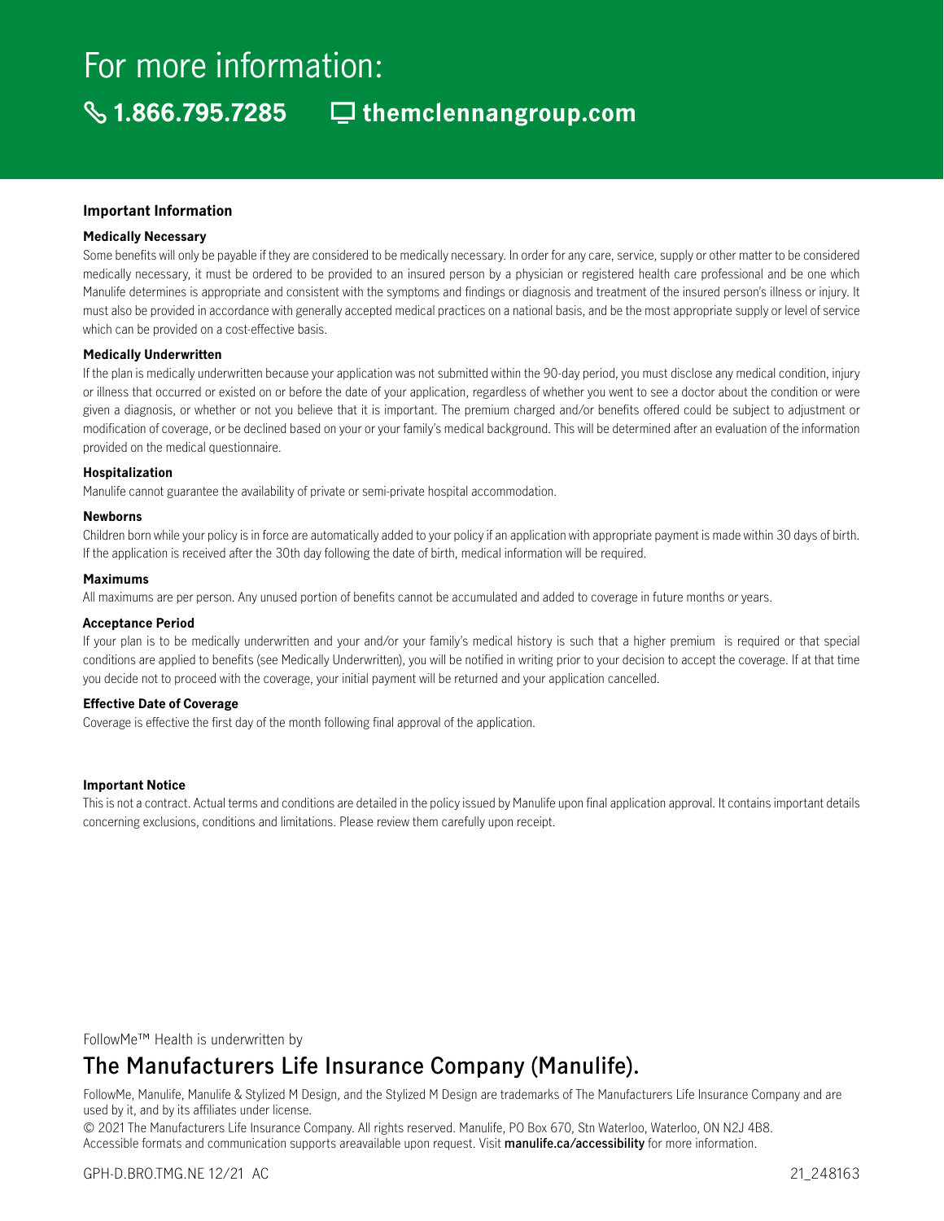# For more information:

**1.866.795.7285** **themclennangroup.com**

## Important Information

### Medically Necessary

Some benefits will only be payable if they are considered to be medically necessary. In order for any care, service, supply or other matter to be considered medically necessary, it must be ordered to be provided to an insured person by a physician or registered health care professional and be one which Manulife determines is appropriate and consistent with the symptoms and findings or diagnosis and treatment of the insured person's illness or injury. It must also be provided in accordance with generally accepted medical practices on a national basis, and be the most appropriate supply or level of service which can be provided on a cost-effective basis.

### Medically Underwritten

If the plan is medically underwritten because your application was not submitted within the 90-day period, you must disclose any medical condition, injury or illness that occurred or existed on or before the date of your application, regardless of whether you went to see a doctor about the condition or were given a diagnosis, or whether or not you believe that it is important. The premium charged and/or benefits offered could be subject to adjustment or modification of coverage, or be declined based on your or your family's medical background. This will be determined after an evaluation of the information provided on the medical questionnaire.

### Hospitalization

Manulife cannot guarantee the availability of private or semi-private hospital accommodation.

### Newborns

Children born while your policy is in force are automatically added to your policy if an application with appropriate payment is made within 30 days of birth. If the application is received after the 30th day following the date of birth, medical information will be required.

### Maximums

All maximums are per person. Any unused portion of benefits cannot be accumulated and added to coverage in future months or years.

### Acceptance Period

If your plan is to be medically underwritten and your and/or your family's medical history is such that a higher premium is required or that special conditions are applied to benefits (see Medically Underwritten), you will be notified in writing prior to your decision to accept the coverage. If at that time you decide not to proceed with the coverage, your initial payment will be returned and your application cancelled.

### Effective Date of Coverage

Coverage is effective the first day of the month following final approval of the application.

### Important Notice

This is not a contract. Actual terms and conditions are detailed in the policy issued by Manulife upon final application approval. It contains important details concerning exclusions, conditions and limitations. Please review them carefully upon receipt.

FollowMe™ Health is underwritten by

## The Manufacturers Life Insurance Company (Manulife).

FollowMe, Manulife, Manulife & Stylized M Design, and the Stylized M Design are trademarks of The Manufacturers Life Insurance Company and are used by it, and by its affiliates under license.

© 2021 The Manufacturers Life Insurance Company. All rights reserved. Manulife, PO Box 670, Stn Waterloo, Waterloo, ON N2J 4B8.
Accessible formats and communication supports areavailable upon request. Visit **manulife.ca/accessibility** for more information.

GPH-D.BRO.TMG.NE 12/21 AC 21_248163